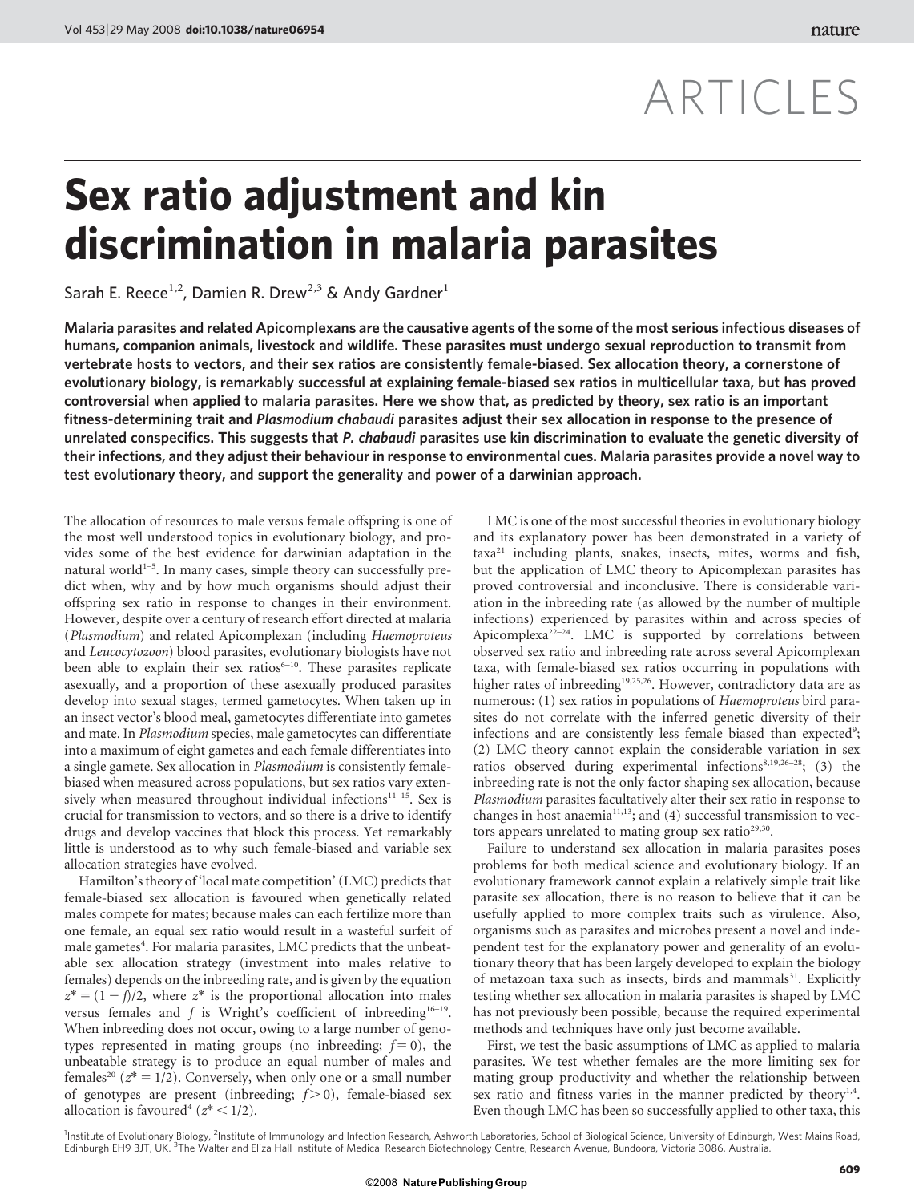# ARTICLES

# Sex ratio adjustment and kin discrimination in malaria parasites

Sarah E. Reece[1,2], Damien R. Drew[2,3] & Andy Gardner[1]

**Malaria parasites and related Apicomplexans are the causative agents of the some of the most serious infectious diseases of humans, companion animals, livestock and wildlife. These parasites must undergo sexual reproduction to transmit from vertebrate hosts to vectors, and their sex ratios are consistently female-biased. Sex allocation theory, a cornerstone of evolutionary biology, is remarkably successful at explaining female-biased sex ratios in multicellular taxa, but has proved controversial when applied to malaria parasites. Here we show that, as predicted by theory, sex ratio is an important fitness-determining trait and *Plasmodium chabaudi* parasites adjust their sex allocation in response to the presence of unrelated conspecifics. This suggests that *P. chabaudi* parasites use kin discrimination to evaluate the genetic diversity of their infections, and they adjust their behaviour in response to environmental cues. Malaria parasites provide a novel way to test evolutionary theory, and support the generality and power of a darwinian approach.**

The allocation of resources to male versus female offspring is one of the most well understood topics in evolutionary biology, and provides some of the best evidence for darwinian adaptation in the natural world[1–5]. In many cases, simple theory can successfully predict when, why and by how much organisms should adjust their offspring sex ratio in response to changes in their environment. However, despite over a century of research effort directed at malaria (*Plasmodium*) and related Apicomplexan (including *Haemoproteus* and *Leucocytozoon*) blood parasites, evolutionary biologists have not been able to explain their sex ratios[6–10]. These parasites replicate asexually, and a proportion of these asexually produced parasites develop into sexual stages, termed gametocytes. When taken up in an insect vector's blood meal, gametocytes differentiate into gametes and mate. In *Plasmodium* species, male gametocytes can differentiate into a maximum of eight gametes and each female differentiates into a single gamete. Sex allocation in *Plasmodium* is consistently female-biased when measured across populations, but sex ratios vary extensively when measured throughout individual infections[11–15]. Sex is crucial for transmission to vectors, and so there is a drive to identify drugs and develop vaccines that block this process. Yet remarkably little is understood as to why such female-biased and variable sex allocation strategies have evolved.

Hamilton's theory of 'local mate competition' (LMC) predicts that female-biased sex allocation is favoured when genetically related males compete for mates; because males can each fertilize more than one female, an equal sex ratio would result in a wasteful surfeit of male gametes[4]. For malaria parasites, LMC predicts that the unbeatable sex allocation strategy (investment into males relative to females) depends on the inbreeding rate, and is given by the equation $z^* = (1 - f)/2$, where $z^*$ is the proportional allocation into males versus females and $f$ is Wright's coefficient of inbreeding[16–19]. When inbreeding does not occur, owing to a large number of genotypes represented in mating groups (no inbreeding; $f = 0$), the unbeatable strategy is to produce an equal number of males and females[20] ($z^* = 1/2$). Conversely, when only one or a small number of genotypes are present (inbreeding; $f > 0$), female-biased sex allocation is favoured[4] ($z^* < 1/2$).

LMC is one of the most successful theories in evolutionary biology and its explanatory power has been demonstrated in a variety of taxa[21] including plants, snakes, insects, mites, worms and fish, but the application of LMC theory to Apicomplexan parasites has proved controversial and inconclusive. There is considerable variation in the inbreeding rate (as allowed by the number of multiple infections) experienced by parasites within and across species of Apicomplexa[22–24]. LMC is supported by correlations between observed sex ratio and inbreeding rate across several Apicomplexan taxa, with female-biased sex ratios occurring in populations with higher rates of inbreeding[19,25,26]. However, contradictory data are as numerous: (1) sex ratios in populations of *Haemoproteus* bird parasites do not correlate with the inferred genetic diversity of their infections and are consistently less female biased than expected[9]; (2) LMC theory cannot explain the considerable variation in sex ratios observed during experimental infections[8,19,26–28]; (3) the inbreeding rate is not the only factor shaping sex allocation, because *Plasmodium* parasites facultatively alter their sex ratio in response to changes in host anaemia[11,13]; and (4) successful transmission to vectors appears unrelated to mating group sex ratio[29,30].

Failure to understand sex allocation in malaria parasites poses problems for both medical science and evolutionary biology. If an evolutionary framework cannot explain a relatively simple trait like parasite sex allocation, there is no reason to believe that it can be usefully applied to more complex traits such as virulence. Also, organisms such as parasites and microbes present a novel and independent test for the explanatory power and generality of an evolutionary theory that has been largely developed to explain the biology of metazoan taxa such as insects, birds and mammals[31]. Explicitly testing whether sex allocation in malaria parasites is shaped by LMC has not previously been possible, because the required experimental methods and techniques have only just become available.

First, we test the basic assumptions of LMC as applied to malaria parasites. We test whether females are the more limiting sex for mating group productivity and whether the relationship between sex ratio and fitness varies in the manner predicted by theory[1,4]. Even though LMC has been so successfully applied to other taxa, this

[1]Institute of Evolutionary Biology, [2]Institute of Immunology and Infection Research, Ashworth Laboratories, School of Biological Science, University of Edinburgh, West Mains Road, Edinburgh EH9 3JT, UK. [3]The Walter and Eliza Hall Institute of Medical Research Biotechnology Centre, Research Avenue, Bundoora, Victoria 3086, Australia.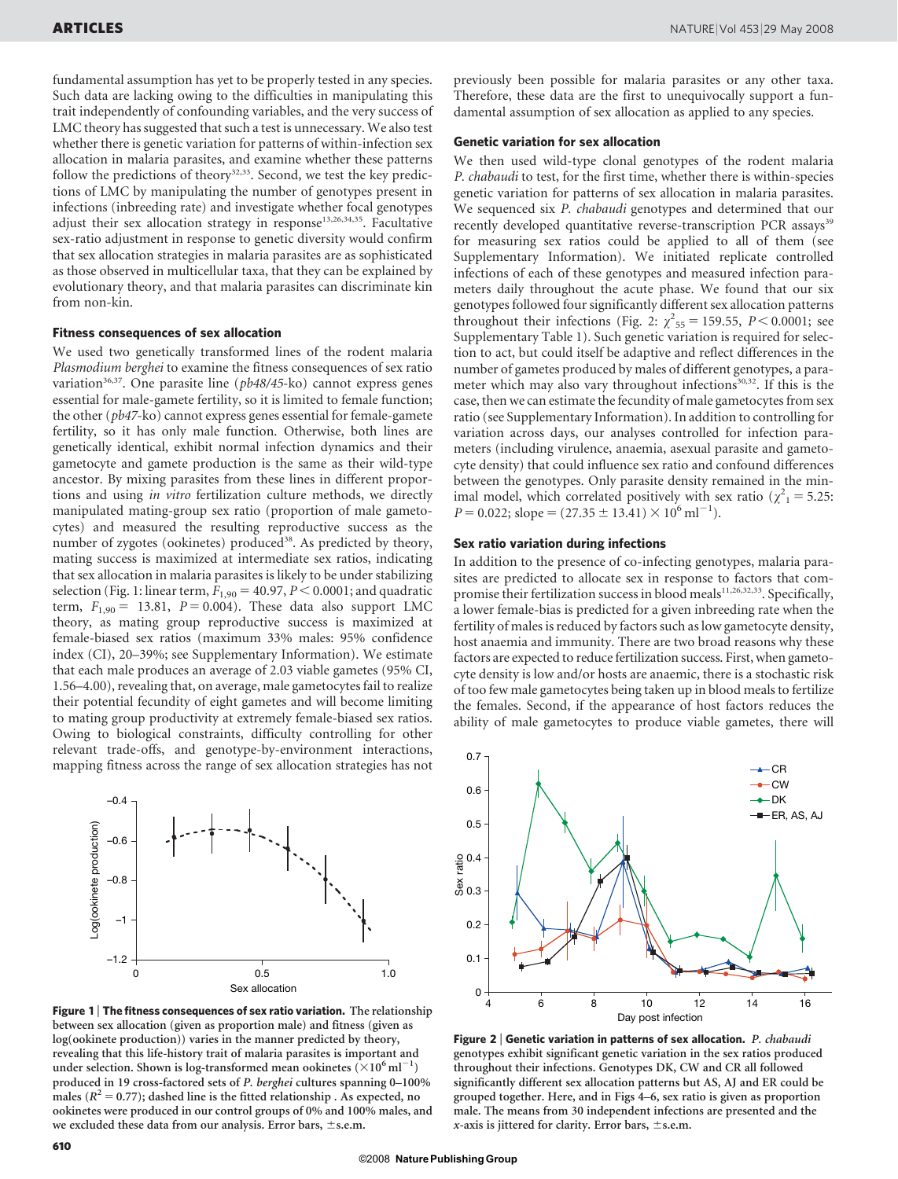fundamental assumption has yet to be properly tested in any species. Such data are lacking owing to the difficulties in manipulating this trait independently of confounding variables, and the very success of LMC theory has suggested that such a test is unnecessary. We also test whether there is genetic variation for patterns of within-infection sex allocation in malaria parasites, and examine whether these patterns follow the predictions of theory[32,33]. Second, we test the key predictions of LMC by manipulating the number of genotypes present in infections (inbreeding rate) and investigate whether focal genotypes adjust their sex allocation strategy in response[13,26,34,35]. Facultative sex-ratio adjustment in response to genetic diversity would confirm that sex allocation strategies in malaria parasites are as sophisticated as those observed in multicellular taxa, that they can be explained by evolutionary theory, and that malaria parasites can discriminate kin from non-kin.

### Fitness consequences of sex allocation

We used two genetically transformed lines of the rodent malaria *Plasmodium berghei* to examine the fitness consequences of sex ratio variation[36,37]. One parasite line (*pb48/45*-ko) cannot express genes essential for male-gamete fertility, so it is limited to female function; the other (*pb47*-ko) cannot express genes essential for female-gamete fertility, so it has only male function. Otherwise, both lines are genetically identical, exhibit normal infection dynamics and their gametocyte and gamete production is the same as their wild-type ancestor. By mixing parasites from these lines in different proportions and using *in vitro* fertilization culture methods, we directly manipulated mating-group sex ratio (proportion of male gametocytes) and measured the resulting reproductive success as the number of zygotes (ookinetes) produced[38]. As predicted by theory, mating success is maximized at intermediate sex ratios, indicating that sex allocation in malaria parasites is likely to be under stabilizing selection (Fig. 1: linear term, $F_{1,90} = 40.97$, $P < 0.0001$; and quadratic term, $F_{1,90} = 13.81$, $P = 0.004$). These data also support LMC theory, as mating group reproductive success is maximized at female-biased sex ratios (maximum 33% males: 95% confidence index (CI), 20–39%; see Supplementary Information). We estimate that each male produces an average of 2.03 viable gametes (95% CI, 1.56–4.00), revealing that, on average, male gametocytes fail to realize their potential fecundity of eight gametes and will become limiting to mating group productivity at extremely female-biased sex ratios. Owing to biological constraints, difficulty controlling for other relevant trade-offs, and genotype-by-environment interactions, mapping fitness across the range of sex allocation strategies has not previously been possible for malaria parasites or any other taxa. Therefore, these data are the first to unequivocally support a fundamental assumption of sex allocation as applied to any species.

**Figure 1 | The fitness consequences of sex ratio variation.** The relationship between sex allocation (given as proportion male) and fitness (given as log(ookinete production)) varies in the manner predicted by theory, revealing that this life-history trait of malaria parasites is important and under selection. Shown is log-transformed mean ookinetes ($\times 10^6\,\text{ml}^{-1}$) produced in 19 cross-factored sets of *P. berghei* cultures spanning 0–100% males ($R^2 = 0.77$); dashed line is the fitted relationship . As expected, no ookinetes were produced in our control groups of 0% and 100% males, and we excluded these data from our analysis. Error bars, ±s.e.m.

### Genetic variation for sex allocation

We then used wild-type clonal genotypes of the rodent malaria *P. chabaudi* to test, for the first time, whether there is within-species genetic variation for patterns of sex allocation in malaria parasites. We sequenced six *P. chabaudi* genotypes and determined that our recently developed quantitative reverse-transcription PCR assays[39] for measuring sex ratios could be applied to all of them (see Supplementary Information). We initiated replicate controlled infections of each of these genotypes and measured infection parameters daily throughout the acute phase. We found that our six genotypes followed four significantly different sex allocation patterns throughout their infections (Fig. 2: $\chi^2_{55} = 159.55$, $P < 0.0001$; see Supplementary Table 1). Such genetic variation is required for selection to act, but could itself be adaptive and reflect differences in the number of gametes produced by males of different genotypes, a parameter which may also vary throughout infections[30,32]. If this is the case, then we can estimate the fecundity of male gametocytes from sex ratio (see Supplementary Information). In addition to controlling for variation across days, our analyses controlled for infection parameters (including virulence, anaemia, asexual parasite and gametocyte density) that could influence sex ratio and confound differences between the genotypes. Only parasite density remained in the minimal model, which correlated positively with sex ratio ($\chi^2_1 = 5.25$: $P = 0.022$; slope $= (27.35 \pm 13.41) \times 10^6\,\text{ml}^{-1}$).

### Sex ratio variation during infections

In addition to the presence of co-infecting genotypes, malaria parasites are predicted to allocate sex in response to factors that compromise their fertilization success in blood meals[11,26,32,33]. Specifically, a lower female-bias is predicted for a given inbreeding rate when the fertility of males is reduced by factors such as low gametocyte density, host anaemia and immunity. There are two broad reasons why these factors are expected to reduce fertilization success. First, when gametocyte density is low and/or hosts are anaemic, there is a stochastic risk of too few male gametocytes being taken up in blood meals to fertilize the females. Second, if the appearance of host factors reduces the ability of male gametocytes to produce viable gametes, there will

**Figure 2 | Genetic variation in patterns of sex allocation.** *P. chabaudi* genotypes exhibit significant genetic variation in the sex ratios produced throughout their infections. Genotypes DK, CW and CR all followed significantly different sex allocation patterns but AS, AJ and ER could be grouped together. Here, and in Figs 4–6, sex ratio is given as proportion male. The means from 30 independent infections are presented and the *x*-axis is jittered for clarity. Error bars, ±s.e.m.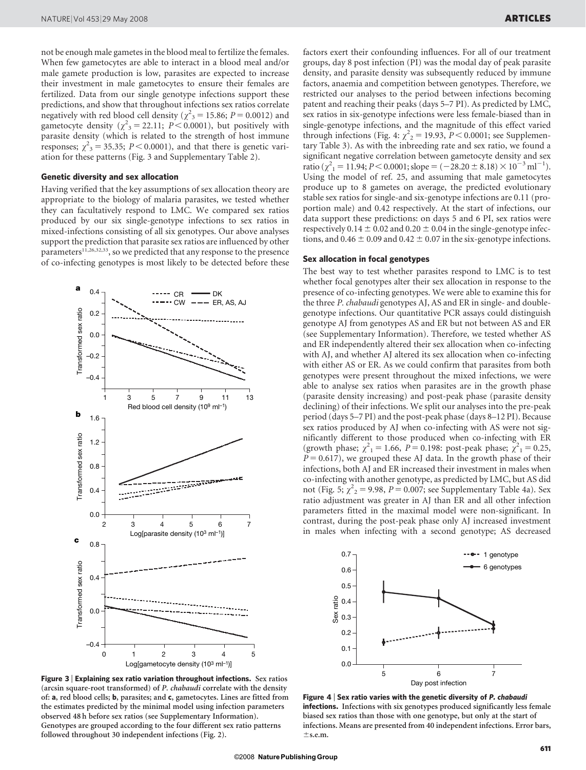not be enough male gametes in the blood meal to fertilize the females. When few gametocytes are able to interact in a blood meal and/or male gamete production is low, parasites are expected to increase their investment in male gametocytes to ensure their females are fertilized. Data from our single genotype infections support these predictions, and show that throughout infections sex ratios correlate negatively with red blood cell density ($\chi^2_3 = 15.86$; $P = 0.0012$) and gametocyte density ($\chi^2_3 = 22.11$; $P < 0.0001$), but positively with parasite density (which is related to the strength of host immune responses; $\chi^2_3 = 35.35$; $P < 0.0001$), and that there is genetic variation for these patterns (Fig. 3 and Supplementary Table 2).

## Genetic diversity and sex allocation

Having verified that the key assumptions of sex allocation theory are appropriate to the biology of malaria parasites, we tested whether they can facultatively respond to LMC. We compared sex ratios produced by our six single-genotype infections to sex ratios in mixed-infections consisting of all six genotypes. Our above analyses support the prediction that parasite sex ratios are influenced by other parameters[11,26,32,33], so we predicted that any response to the presence of co-infecting genotypes is most likely to be detected before these factors exert their confounding influences. For all of our treatment groups, day 8 post infection (PI) was the modal day of peak parasite density, and parasite density was subsequently reduced by immune factors, anaemia and competition between genotypes. Therefore, we restricted our analyses to the period between infections becoming patent and reaching their peaks (days 5–7 PI). As predicted by LMC, sex ratios in six-genotype infections were less female-biased than in single-genotype infections, and the magnitude of this effect varied through infections (Fig. 4: $\chi^2_2 = 19.93$, $P < 0.0001$; see Supplementary Table 3). As with the inbreeding rate and sex ratio, we found a significant negative correlation between gametocyte density and sex ratio ($\chi^2_1 = 11.94$; $P < 0.0001$; slope $= (-28.20 \pm 8.18) \times 10^{-3}\ \mathrm{ml}^{-1}$). Using the model of ref. 25, and assuming that male gametocytes produce up to 8 gametes on average, the predicted evolutionary stable sex ratios for single-and six-genotype infections are 0.11 (proportion male) and 0.42 respectively. At the start of infections, our data support these predictions: on days 5 and 6 PI, sex ratios were respectively $0.14 \pm 0.02$ and $0.20 \pm 0.04$ in the single-genotype infections, and $0.46 \pm 0.09$ and $0.42 \pm 0.07$ in the six-genotype infections.

## Sex allocation in focal genotypes

The best way to test whether parasites respond to LMC is to test whether focal genotypes alter their sex allocation in response to the presence of co-infecting genotypes. We were able to examine this for the three *P. chabaudi* genotypes AJ, AS and ER in single- and double-genotype infections. Our quantitative PCR assays could distinguish genotype AJ from genotypes AS and ER but not between AS and ER (see Supplementary Information). Therefore, we tested whether AS and ER independently altered their sex allocation when co-infecting with AJ, and whether AJ altered its sex allocation when co-infecting with either AS or ER. As we could confirm that parasites from both genotypes were present throughout the mixed infections, we were able to analyse sex ratios when parasites are in the growth phase (parasite density increasing) and post-peak phase (parasite density declining) of their infections. We split our analyses into the pre-peak period (days 5–7 PI) and the post-peak phase (days 8–12 PI). Because sex ratios produced by AJ when co-infecting with AS were not significantly different to those produced when co-infecting with ER (growth phase; $\chi^2_1 = 1.66$, $P = 0.198$: post-peak phase; $\chi^2_1 = 0.25$, $P = 0.617$), we grouped these AJ data. In the growth phase of their infections, both AJ and ER increased their investment in males when co-infecting with another genotype, as predicted by LMC, but AS did not (Fig. 5; $\chi^2_2 = 9.98$, $P = 0.007$; see Supplementary Table 4a). Sex ratio adjustment was greater in AJ than ER and all other infection parameters fitted in the maximal model were non-significant. In contrast, during the post-peak phase only AJ increased investment in males when infecting with a second genotype; AS decreased

**Figure 3 | Explaining sex ratio variation throughout infections.** Sex ratios (arcsin square-root transformed) of *P. chabaudi* correlate with the density of: **a**, red blood cells; **b**, parasites; and **c**, gametocytes. Lines are fitted from the estimates predicted by the minimal model using infection parameters observed 48 h before sex ratios (see Supplementary Information). Genotypes are grouped according to the four different sex ratio patterns followed throughout 30 independent infections (Fig. 2).

**Figure 4 | Sex ratio varies with the genetic diversity of *P. chabaudi* infections.** Infections with six genotypes produced significantly less female biased sex ratios than those with one genotype, but only at the start of infections. Means are presented from 40 independent infections. Error bars, ±s.e.m.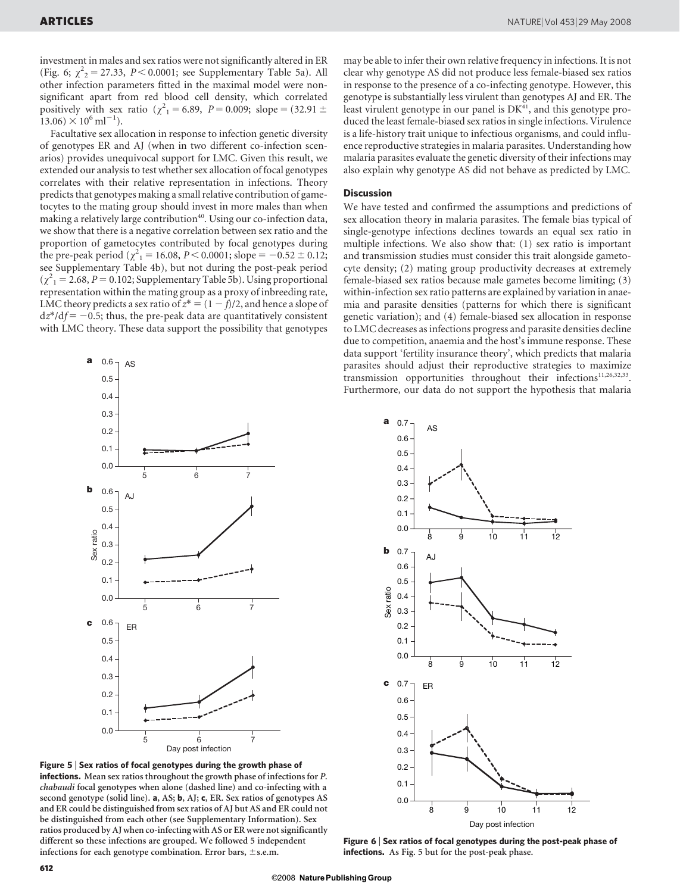investment in males and sex ratios were not significantly altered in ER (Fig. 6; $\chi^2_2 = 27.33$, $P < 0.0001$; see Supplementary Table 5a). All other infection parameters fitted in the maximal model were non-significant apart from red blood cell density, which correlated positively with sex ratio ($\chi^2_1 = 6.89$, $P = 0.009$; slope = $(32.91 \pm 13.06) \times 10^6\ \text{ml}^{-1}$).

Facultative sex allocation in response to infection genetic diversity of genotypes ER and AJ (when in two different co-infection scenarios) provides unequivocal support for LMC. Given this result, we extended our analysis to test whether sex allocation of focal genotypes correlates with their relative representation in infections. Theory predicts that genotypes making a small relative contribution of gametocytes to the mating group should invest in more males than when making a relatively large contribution[40]. Using our co-infection data, we show that there is a negative correlation between sex ratio and the proportion of gametocytes contributed by focal genotypes during the pre-peak period ($\chi^2_1 = 16.08$, $P < 0.0001$; slope = $-0.52 \pm 0.12$; see Supplementary Table 4b), but not during the post-peak period ($\chi^2_1 = 2.68$, $P = 0.102$; Supplementary Table 5b). Using proportional representation within the mating group as a proxy of inbreeding rate, LMC theory predicts a sex ratio of $z^* = (1 - f)/2$, and hence a slope of $dz^*/df = -0.5$; thus, the pre-peak data are quantitatively consistent with LMC theory. These data support the possibility that genotypes may be able to infer their own relative frequency in infections. It is not clear why genotype AS did not produce less female-biased sex ratios in response to the presence of a co-infecting genotype. However, this genotype is substantially less virulent than genotypes AJ and ER. The least virulent genotype in our panel is DK[41], and this genotype produced the least female-biased sex ratios in single infections. Virulence is a life-history trait unique to infectious organisms, and could influence reproductive strategies in malaria parasites. Understanding how malaria parasites evaluate the genetic diversity of their infections may also explain why genotype AS did not behave as predicted by LMC.

**Figure 5 | Sex ratios of focal genotypes during the growth phase of infections.** Mean sex ratios throughout the growth phase of infections for *P. chabaudi* focal genotypes when alone (dashed line) and co-infecting with a second genotype (solid line). **a**, AS; **b**, AJ; **c**, ER. Sex ratios of genotypes AS and ER could be distinguished from sex ratios of AJ but AS and ER could not be distinguished from each other (see Supplementary Information). Sex ratios produced by AJ when co-infecting with AS or ER were not significantly different so these infections are grouped. We followed 5 independent infections for each genotype combination. Error bars, ±s.e.m.

## Discussion

We have tested and confirmed the assumptions and predictions of sex allocation theory in malaria parasites. The female bias typical of single-genotype infections declines towards an equal sex ratio in multiple infections. We also show that: (1) sex ratio is important and transmission studies must consider this trait alongside gametocyte density; (2) mating group productivity decreases at extremely female-biased sex ratios because male gametes become limiting; (3) within-infection sex ratio patterns are explained by variation in anaemia and parasite densities (patterns for which there is significant genetic variation); and (4) female-biased sex allocation in response to LMC decreases as infections progress and parasite densities decline due to competition, anaemia and the host's immune response. These data support 'fertility insurance theory', which predicts that malaria parasites should adjust their reproductive strategies to maximize transmission opportunities throughout their infections[11,26,32,33]. Furthermore, our data do not support the hypothesis that malaria

**Figure 6 | Sex ratios of focal genotypes during the post-peak phase of infections.** As Fig. 5 but for the post-peak phase.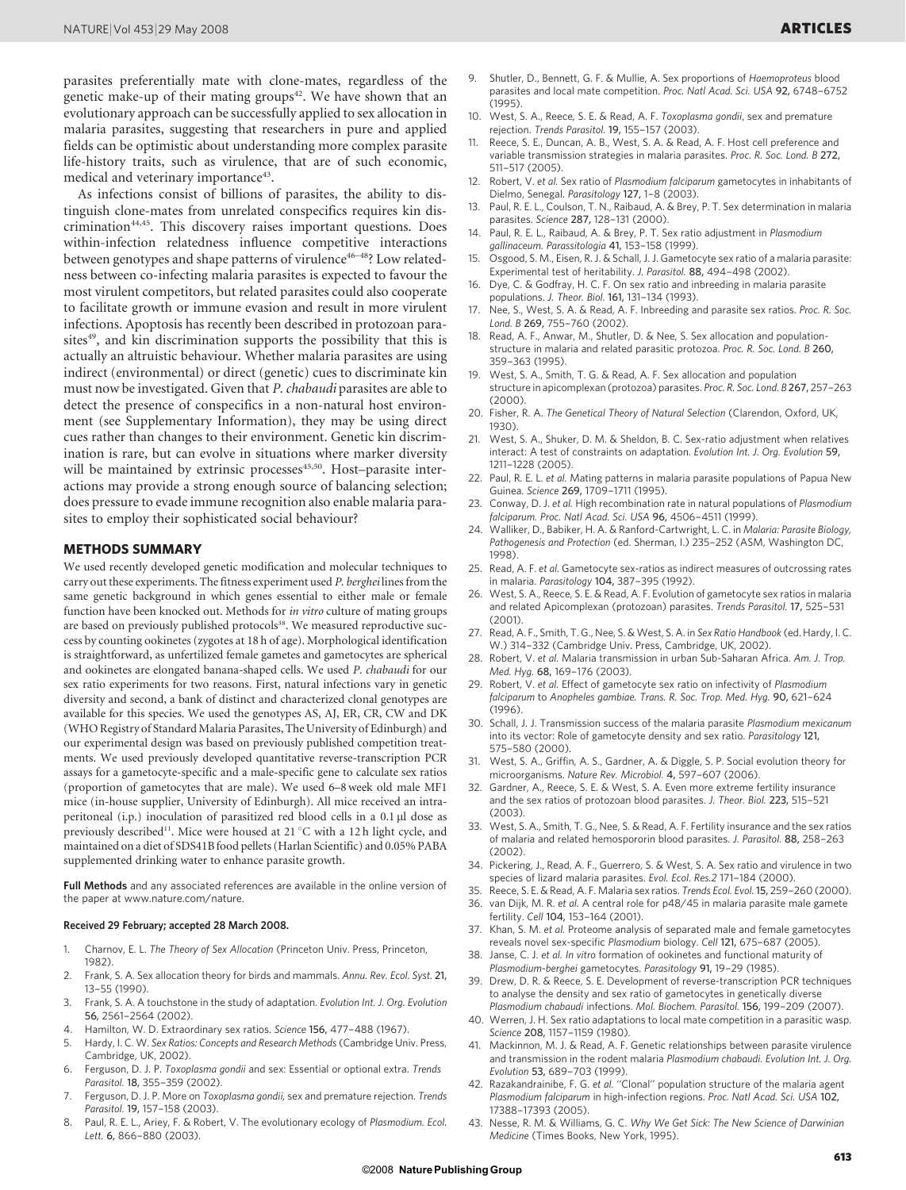parasites preferentially mate with clone-mates, regardless of the genetic make-up of their mating groups[42]. We have shown that an evolutionary approach can be successfully applied to sex allocation in malaria parasites, suggesting that researchers in pure and applied fields can be optimistic about understanding more complex parasite life-history traits, such as virulence, that are of such economic, medical and veterinary importance[43].

As infections consist of billions of parasites, the ability to distinguish clone-mates from unrelated conspecifics requires kin discrimination[44,45]. This discovery raises important questions. Does within-infection relatedness influence competitive interactions between genotypes and shape patterns of virulence[46–48]? Low relatedness between co-infecting malaria parasites is expected to favour the most virulent competitors, but related parasites could also cooperate to facilitate growth or immune evasion and result in more virulent infections. Apoptosis has recently been described in protozoan parasites[49], and kin discrimination supports the possibility that this is actually an altruistic behaviour. Whether malaria parasites are using indirect (environmental) or direct (genetic) cues to discriminate kin must now be investigated. Given that *P. chabaudi* parasites are able to detect the presence of conspecifics in a non-natural host environment (see Supplementary Information), they may be using direct cues rather than changes to their environment. Genetic kin discrimination is rare, but can evolve in situations where marker diversity will be maintained by extrinsic processes[45,50]. Host–parasite interactions may provide a strong enough source of balancing selection; does pressure to evade immune recognition also enable malaria parasites to employ their sophisticated social behaviour?

## METHODS SUMMARY

We used recently developed genetic modification and molecular techniques to carry out these experiments. The fitness experiment used *P. berghei* lines from the same genetic background in which genes essential to either male or female function have been knocked out. Methods for *in vitro* culture of mating groups are based on previously published protocols[38]. We measured reproductive success by counting ookinetes (zygotes at 18 h of age). Morphological identification is straightforward, as unfertilized female gametes and gametocytes are spherical and ookinetes are elongated banana-shaped cells. We used *P. chabaudi* for our sex ratio experiments for two reasons. First, natural infections vary in genetic diversity and second, a bank of distinct and characterized clonal genotypes are available for this species. We used the genotypes AS, AJ, ER, CR, CW and DK (WHO Registry of Standard Malaria Parasites, The University of Edinburgh) and our experimental design was based on previously published competition treatments. We used previously developed quantitative reverse-transcription PCR assays for a gametocyte-specific and a male-specific gene to calculate sex ratios (proportion of gametocytes that are male). We used 6–8 week old male MF1 mice (in-house supplier, University of Edinburgh). All mice received an intraperitoneal (i.p.) inoculation of parasitized red blood cells in a 0.1 μl dose as previously described[11]. Mice were housed at 21 °C with a 12 h light cycle, and maintained on a diet of SDS41B food pellets (Harlan Scientific) and 0.05% PABA supplemented drinking water to enhance parasite growth.

**Full Methods** and any associated references are available in the online version of the paper at www.nature.com/nature.

**Received 29 February; accepted 28 March 2008.**

1. Charnov, E. L. *The Theory of Sex Allocation* (Princeton Univ. Press, Princeton, 1982).
2. Frank, S. A. Sex allocation theory for birds and mammals. *Annu. Rev. Ecol. Syst.* **21**, 13–55 (1990).
3. Frank, S. A. A touchstone in the study of adaptation. *Evolution Int. J. Org. Evolution* **56**, 2561–2564 (2002).
4. Hamilton, W. D. Extraordinary sex ratios. *Science* **156**, 477–488 (1967).
5. Hardy, I. C. W. *Sex Ratios: Concepts and Research Methods* (Cambridge Univ. Press, Cambridge, UK, 2002).
6. Ferguson, D. J. P. *Toxoplasma gondii* and sex: Essential or optional extra. *Trends Parasitol.* **18**, 355–359 (2002).
7. Ferguson, D. J. P. More on *Toxoplasma gondii*, sex and premature rejection. *Trends Parasitol.* **19**, 157–158 (2003).
8. Paul, R. E. L., Ariey, F. & Robert, V. The evolutionary ecology of *Plasmodium*. *Ecol. Lett.* **6**, 866–880 (2003).
9. Shutler, D., Bennett, G. F. & Mullie, A. Sex proportions of *Haemoproteus* blood parasites and local mate competition. *Proc. Natl Acad. Sci. USA* **92**, 6748–6752 (1995).
10. West, S. A., Reece, S. E. & Read, A. F. *Toxoplasma gondii*, sex and premature rejection. *Trends Parasitol.* **19**, 155–157 (2003).
11. Reece, S. E., Duncan, A. B., West, S. A. & Read, A. F. Host cell preference and variable transmission strategies in malaria parasites. *Proc. R. Soc. Lond. B* **272**, 511–517 (2005).
12. Robert, V. *et al.* Sex ratio of *Plasmodium falciparum* gametocytes in inhabitants of Dielmo, Senegal. *Parasitology* **127**, 1–8 (2003).
13. Paul, R. E. L., Coulson, T. N., Raibaud, A. & Brey, P. T. Sex determination in malaria parasites. *Science* **287**, 128–131 (2000).
14. Paul, R. E. L., Raibaud, A. & Brey, P. T. Sex ratio adjustment in *Plasmodium gallinaceum*. *Parassitologia* **41**, 153–158 (1999).
15. Osgood, S. M., Eisen, R. J. & Schall, J. J. Gametocyte sex ratio of a malaria parasite: Experimental test of heritability. *J. Parasitol.* **88**, 494–498 (2002).
16. Dye, C. & Godfray, H. C. F. On sex ratio and inbreeding in malaria parasite populations. *J. Theor. Biol.* **161**, 131–134 (1993).
17. Nee, S., West, S. A. & Read, A. F. Inbreeding and parasite sex ratios. *Proc. R. Soc. Lond. B* **269**, 755–760 (2002).
18. Read, A. F., Anwar, M., Shutler, D. & Nee, S. Sex allocation and population-structure in malaria and related parasitic protozoa. *Proc. R. Soc. Lond. B* **260**, 359–363 (1995).
19. West, S. A., Smith, T. G. & Read, A. F. Sex allocation and population structure in apicomplexan (protozoa) parasites. *Proc. R. Soc. Lond. B* **267**, 257–263 (2000).
20. Fisher, R. A. *The Genetical Theory of Natural Selection* (Clarendon, Oxford, UK, 1930).
21. West, S. A., Shuker, D. M. & Sheldon, B. C. Sex-ratio adjustment when relatives interact: A test of constraints on adaptation. *Evolution Int. J. Org. Evolution* **59**, 1211–1228 (2005).
22. Paul, R. E. L. *et al.* Mating patterns in malaria parasite populations of Papua New Guinea. *Science* **269**, 1709–1711 (1995).
23. Conway, D. J. *et al.* High recombination rate in natural populations of *Plasmodium falciparum*. *Proc. Natl Acad. Sci. USA* **96**, 4506–4511 (1999).
24. Walliker, D., Babiker, H. A. & Ranford-Cartwright, L. C. in *Malaria: Parasite Biology, Pathogenesis and Protection* (ed. Sherman, I.) 235–252 (ASM, Washington DC, 1998).
25. Read, A. F. *et al.* Gametocyte sex-ratios as indirect measures of outcrossing rates in malaria. *Parasitology* **104**, 387–395 (1992).
26. West, S. A., Reece, S. E. & Read, A. F. Evolution of gametocyte sex ratios in malaria and related Apicomplexan (protozoan) parasites. *Trends Parasitol.* **17**, 525–531 (2001).
27. Read, A. F., Smith, T. G., Nee, S. & West, S. A. in *Sex Ratio Handbook* (ed. Hardy, I. C. W.) 314–332 (Cambridge Univ. Press, Cambridge, UK, 2002).
28. Robert, V. *et al.* Malaria transmission in urban Sub-Saharan Africa. *Am. J. Trop. Med. Hyg.* **68**, 169–176 (2003).
29. Robert, V. *et al.* Effect of gametocyte sex ratio on infectivity of *Plasmodium falciparum* to *Anopheles gambiae*. *Trans. R. Soc. Trop. Med. Hyg.* **90**, 621–624 (1996).
30. Schall, J. J. Transmission success of the malaria parasite *Plasmodium mexicanum* into its vector: Role of gametocyte density and sex ratio. *Parasitology* **121**, 575–580 (2000).
31. West, S. A., Griffin, A. S., Gardner, A. & Diggle, S. P. Social evolution theory for microorganisms. *Nature Rev. Microbiol.* **4**, 597–607 (2006).
32. Gardner, A., Reece, S. E. & West, S. A. Even more extreme fertility insurance and the sex ratios of protozoan blood parasites. *J. Theor. Biol.* **223**, 515–521 (2003).
33. West, S. A., Smith, T. G., Nee, S. & Read, A. F. Fertility insurance and the sex ratios of malaria and related hemospororin blood parasites. *J. Parasitol.* **88**, 258–263 (2002).
34. Pickering, J., Read, A. F., Guerrero, S. & West, S. A. Sex ratio and virulence in two species of lizard malaria parasites. *Evol. Ecol. Res.2* 171–184 (2000).
35. Reece, S. E. & Read, A. F. Malaria sex ratios. *Trends Ecol. Evol.* **15**, 259–260 (2000).
36. van Dijk, M. R. *et al.* A central role for p48/45 in malaria parasite male gamete fertility. *Cell* **104**, 153–164 (2001).
37. Khan, S. M. *et al.* Proteome analysis of separated male and female gametocytes reveals novel sex-specific *Plasmodium* biology. *Cell* **121**, 675–687 (2005).
38. Janse, C. J. *et al.* *In vitro* formation of ookinetes and functional maturity of *Plasmodium-berghei* gametocytes. *Parasitology* **91**, 19–29 (1985).
39. Drew, D. R. & Reece, S. E. Development of reverse-transcription PCR techniques to analyse the density and sex ratio of gametocytes in genetically diverse *Plasmodium chabaudi* infections. *Mol. Biochem. Parasitol.* **156**, 199–209 (2007).
40. Werren, J. H. Sex ratio adaptations to local mate competition in a parasitic wasp. *Science* **208**, 1157–1159 (1980).
41. Mackinnon, M. J. & Read, A. F. Genetic relationships between parasite virulence and transmission in the rodent malaria *Plasmodium chabaudi*. *Evolution Int. J. Org. Evolution* **53**, 689–703 (1999).
42. Razakandrainibe, F. G. *et al.* "Clonal" population structure of the malaria agent *Plasmodium falciparum* in high-infection regions. *Proc. Natl Acad. Sci. USA* **102**, 17388–17393 (2005).
43. Nesse, R. M. & Williams, G. C. *Why We Get Sick: The New Science of Darwinian Medicine* (Times Books, New York, 1995).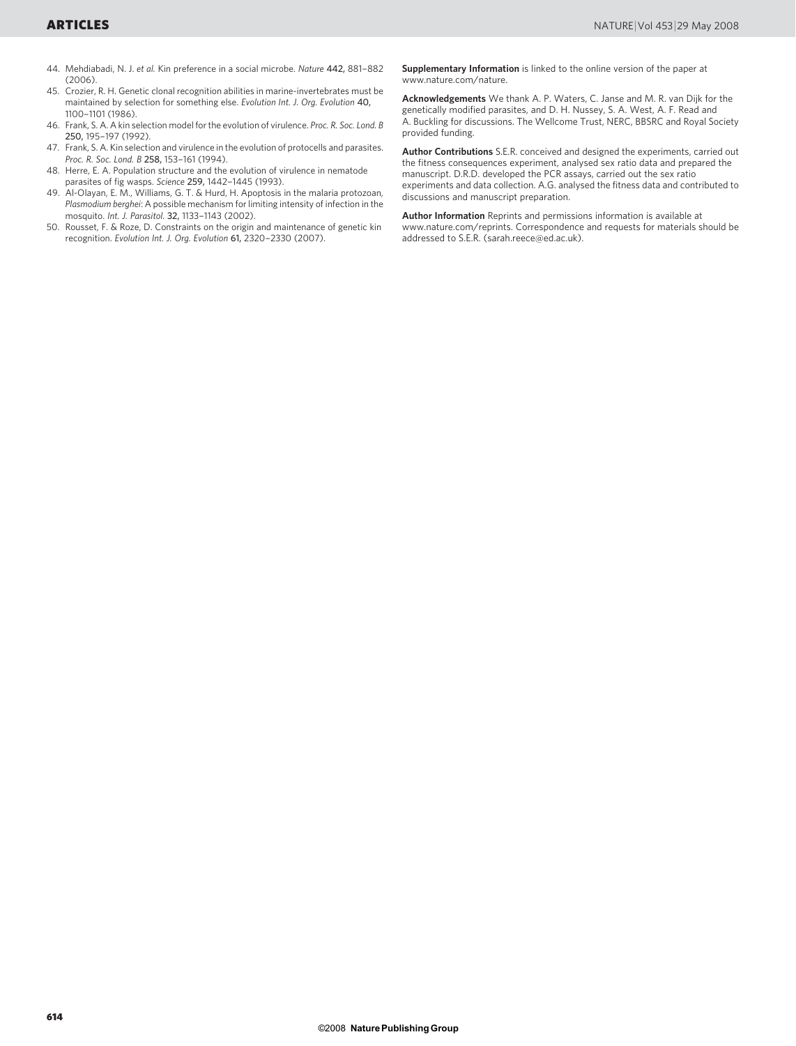44. Mehdiabadi, N. J. *et al.* Kin preference in a social microbe. *Nature* **442,** 881–882 (2006).
45. Crozier, R. H. Genetic clonal recognition abilities in marine-invertebrates must be maintained by selection for something else. *Evolution Int. J. Org. Evolution* **40,** 1100–1101 (1986).
46. Frank, S. A. A kin selection model for the evolution of virulence. *Proc. R. Soc. Lond. B* **250,** 195–197 (1992).
47. Frank, S. A. Kin selection and virulence in the evolution of protocells and parasites. *Proc. R. Soc. Lond. B* **258,** 153–161 (1994).
48. Herre, E. A. Population structure and the evolution of virulence in nematode parasites of fig wasps. *Science* **259,** 1442–1445 (1993).
49. Al-Olayan, E. M., Williams, G. T. & Hurd, H. Apoptosis in the malaria protozoan, *Plasmodium berghei*: A possible mechanism for limiting intensity of infection in the mosquito. *Int. J. Parasitol.* **32,** 1133–1143 (2002).
50. Rousset, F. & Roze, D. Constraints on the origin and maintenance of genetic kin recognition. *Evolution Int. J. Org. Evolution* **61,** 2320–2330 (2007).

**Supplementary Information** is linked to the online version of the paper at www.nature.com/nature.

**Acknowledgements** We thank A. P. Waters, C. Janse and M. R. van Dijk for the genetically modified parasites, and D. H. Nussey, S. A. West, A. F. Read and A. Buckling for discussions. The Wellcome Trust, NERC, BBSRC and Royal Society provided funding.

**Author Contributions** S.E.R. conceived and designed the experiments, carried out the fitness consequences experiment, analysed sex ratio data and prepared the manuscript. D.R.D. developed the PCR assays, carried out the sex ratio experiments and data collection. A.G. analysed the fitness data and contributed to discussions and manuscript preparation.

**Author Information** Reprints and permissions information is available at www.nature.com/reprints. Correspondence and requests for materials should be addressed to S.E.R. (sarah.reece@ed.ac.uk).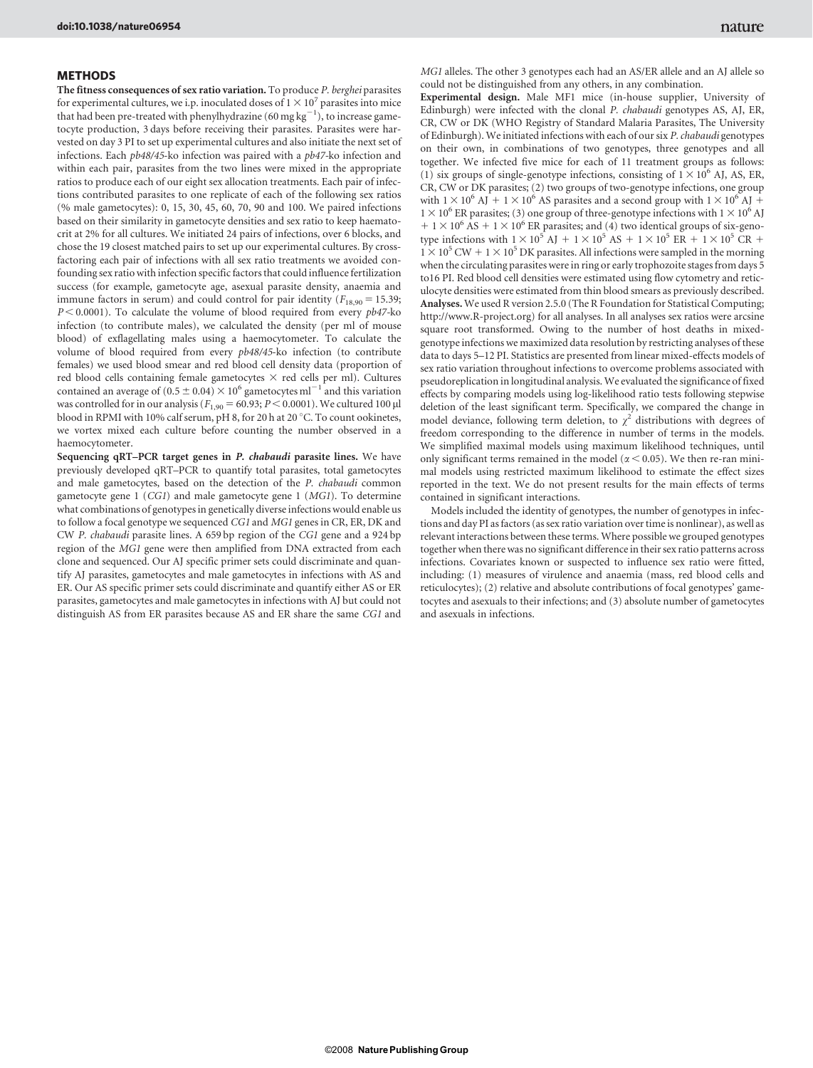## METHODS

**The fitness consequences of sex ratio variation.** To produce *P. berghei* parasites for experimental cultures, we i.p. inoculated doses of $1 \times 10^7$ parasites into mice that had been pre-treated with phenylhydrazine (60 mg kg$^{-1}$), to increase gametocyte production, 3 days before receiving their parasites. Parasites were harvested on day 3 PI to set up experimental cultures and also initiate the next set of infections. Each *pb48/45*-ko infection was paired with a *pb47*-ko infection and within each pair, parasites from the two lines were mixed in the appropriate ratios to produce each of our eight sex allocation treatments. Each pair of infections contributed parasites to one replicate of each of the following sex ratios (% male gametocytes): 0, 15, 30, 45, 60, 70, 90 and 100. We paired infections based on their similarity in gametocyte densities and sex ratio to keep haematocrit at 2% for all cultures. We initiated 24 pairs of infections, over 6 blocks, and chose the 19 closest matched pairs to set up our experimental cultures. By cross-factoring each pair of infections with all sex ratio treatments we avoided confounding sex ratio with infection specific factors that could influence fertilization success (for example, gametocyte age, asexual parasite density, anaemia and immune factors in serum) and could control for pair identity ($F_{18,90} = 15.39$; $P < 0.0001$). To calculate the volume of blood required from every *pb47*-ko infection (to contribute males), we calculated the density (per ml of mouse blood) of exflagellating males using a haemocytometer. To calculate the volume of blood required from every *pb48/45*-ko infection (to contribute females) we used blood smear and red blood cell density data (proportion of red blood cells containing female gametocytes × red cells per ml). Cultures contained an average of $(0.5 \pm 0.04) \times 10^6$ gametocytes ml$^{-1}$ and this variation was controlled for in our analysis ($F_{1,90} = 60.93$; $P < 0.0001$). We cultured 100 µl blood in RPMI with 10% calf serum, pH 8, for 20 h at 20 °C. To count ookinetes, we vortex mixed each culture before counting the number observed in a haemocytometer.

**Sequencing qRT–PCR target genes in *P. chabaudi* parasite lines.** We have previously developed qRT–PCR to quantify total parasites, total gametocytes and male gametocytes, based on the detection of the *P. chabaudi* common gametocyte gene 1 (*CG1*) and male gametocyte gene 1 (*MG1*). To determine what combinations of genotypes in genetically diverse infections would enable us to follow a focal genotype we sequenced *CG1* and *MG1* genes in CR, ER, DK and CW *P. chabaudi* parasite lines. A 659 bp region of the *CG1* gene and a 924 bp region of the *MG1* gene were then amplified from DNA extracted from each clone and sequenced. Our AJ specific primer sets could discriminate and quantify AJ parasites, gametocytes and male gametocytes in infections with AS and ER. Our AS specific primer sets could discriminate and quantify either AS or ER parasites, gametocytes and male gametocytes in infections with AJ but could not distinguish AS from ER parasites because AS and ER share the same *CG1* and *MG1* alleles. The other 3 genotypes each had an AS/ER allele and an AJ allele so could not be distinguished from any others, in any combination.

**Experimental design.** Male MF1 mice (in-house supplier, University of Edinburgh) were infected with the clonal *P. chabaudi* genotypes AS, AJ, ER, CR, CW or DK (WHO Registry of Standard Malaria Parasites, The University of Edinburgh). We initiated infections with each of our six *P. chabaudi* genotypes on their own, in combinations of two genotypes, three genotypes and all together. We infected five mice for each of 11 treatment groups as follows: (1) six groups of single-genotype infections, consisting of $1 \times 10^6$ AJ, AS, ER, CR, CW or DK parasites; (2) two groups of two-genotype infections, one group with $1 \times 10^6$ AJ + $1 \times 10^6$ AS parasites and a second group with $1 \times 10^6$ AJ + $1 \times 10^6$ ER parasites; (3) one group of three-genotype infections with $1 \times 10^6$ AJ + $1 \times 10^6$ AS + $1 \times 10^6$ ER parasites; and (4) two identical groups of six-genotype infections with $1 \times 10^5$ AJ + $1 \times 10^5$ AS + $1 \times 10^5$ ER + $1 \times 10^5$ CR + $1 \times 10^5$ CW + $1 \times 10^5$ DK parasites. All infections were sampled in the morning when the circulating parasites were in ring or early trophozoite stages from days 5 to16 PI. Red blood cell densities were estimated using flow cytometry and reticulocyte densities were estimated from thin blood smears as previously described.

**Analyses.** We used R version 2.5.0 (The R Foundation for Statistical Computing; http://www.R-project.org) for all analyses. In all analyses sex ratios were arcsine square root transformed. Owing to the number of host deaths in mixed-genotype infections we maximized data resolution by restricting analyses of these data to days 5–12 PI. Statistics are presented from linear mixed-effects models of sex ratio variation throughout infections to overcome problems associated with pseudoreplication in longitudinal analysis. We evaluated the significance of fixed effects by comparing models using log-likelihood ratio tests following stepwise deletion of the least significant term. Specifically, we compared the change in model deviance, following term deletion, to $\chi^2$ distributions with degrees of freedom corresponding to the difference in number of terms in the models. We simplified maximal models using maximum likelihood techniques, until only significant terms remained in the model ($\alpha < 0.05$). We then re-ran minimal models using restricted maximum likelihood to estimate the effect sizes reported in the text. We do not present results for the main effects of terms contained in significant interactions.

Models included the identity of genotypes, the number of genotypes in infections and day PI as factors (as sex ratio variation over time is nonlinear), as well as relevant interactions between these terms. Where possible we grouped genotypes together when there was no significant difference in their sex ratio patterns across infections. Covariates known or suspected to influence sex ratio were fitted, including: (1) measures of virulence and anaemia (mass, red blood cells and reticulocytes); (2) relative and absolute contributions of focal genotypes' gametocytes and asexuals to their infections; and (3) absolute number of gametocytes and asexuals in infections.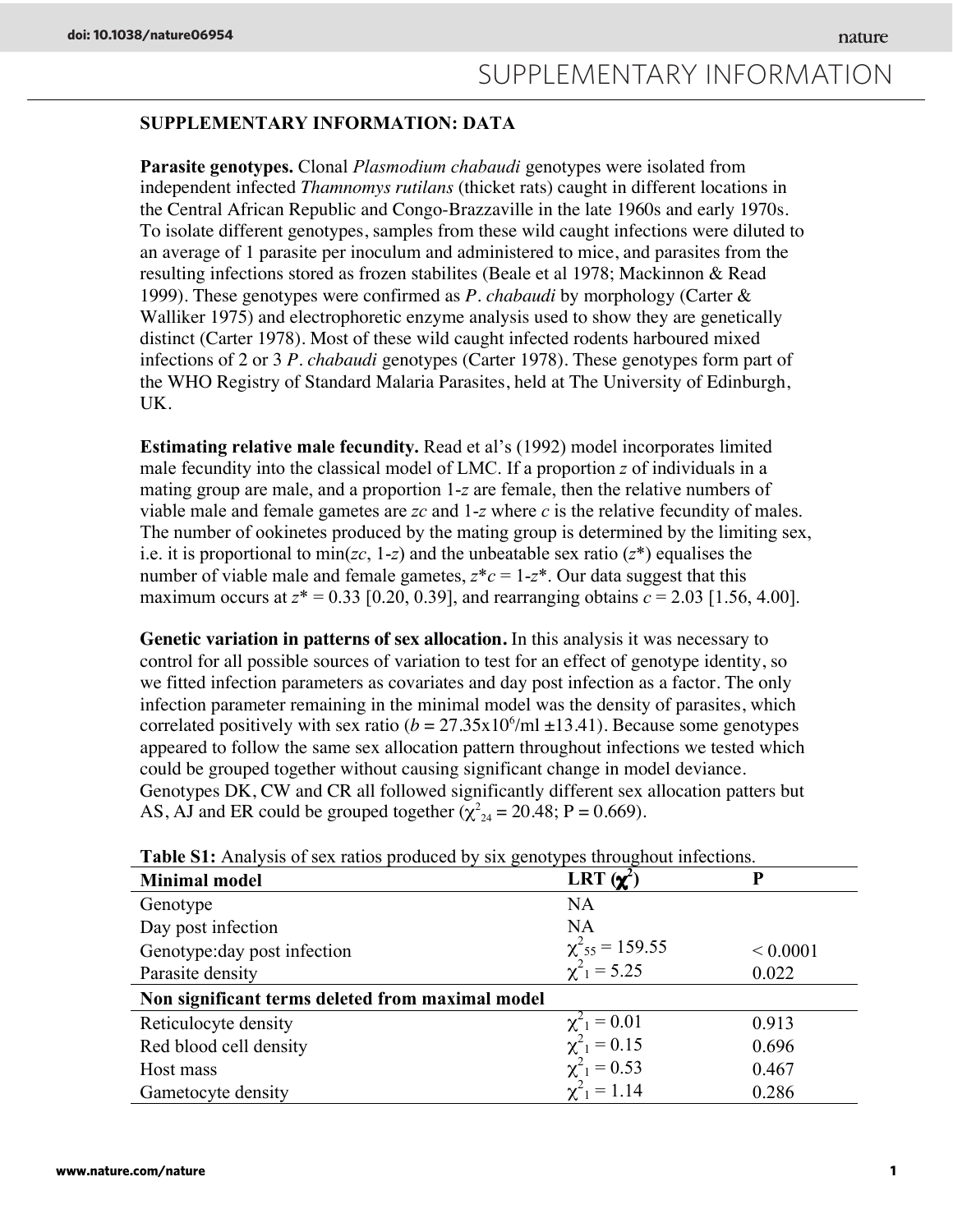## SUPPLEMENTARY INFORMATION: DATA

**Parasite genotypes.** Clonal *Plasmodium chabaudi* genotypes were isolated from independent infected *Thamnomys rutilans* (thicket rats) caught in different locations in the Central African Republic and Congo-Brazzaville in the late 1960s and early 1970s. To isolate different genotypes, samples from these wild caught infections were diluted to an average of 1 parasite per inoculum and administered to mice, and parasites from the resulting infections stored as frozen stabilites (Beale et al 1978; Mackinnon & Read 1999). These genotypes were confirmed as *P. chabaudi* by morphology (Carter & Walliker 1975) and electrophoretic enzyme analysis used to show they are genetically distinct (Carter 1978). Most of these wild caught infected rodents harboured mixed infections of 2 or 3 *P. chabaudi* genotypes (Carter 1978). These genotypes form part of the WHO Registry of Standard Malaria Parasites, held at The University of Edinburgh, UK.

**Estimating relative male fecundity.** Read et al's (1992) model incorporates limited male fecundity into the classical model of LMC. If a proportion $z$ of individuals in a mating group are male, and a proportion $1-z$ are female, then the relative numbers of viable male and female gametes are $zc$ and $1-z$ where $c$ is the relative fecundity of males. The number of ookinetes produced by the mating group is determined by the limiting sex, i.e. it is proportional to $\min(zc, 1-z)$ and the unbeatable sex ratio ($z^*$) equalises the number of viable male and female gametes, $z^*c = 1-z^*$. Our data suggest that this maximum occurs at $z^* = 0.33$ [0.20, 0.39], and rearranging obtains $c = 2.03$ [1.56, 4.00].

**Genetic variation in patterns of sex allocation.** In this analysis it was necessary to control for all possible sources of variation to test for an effect of genotype identity, so we fitted infection parameters as covariates and day post infection as a factor. The only infection parameter remaining in the minimal model was the density of parasites, which correlated positively with sex ratio ($b = 27.35\times10^6$/ml ±13.41). Because some genotypes appeared to follow the same sex allocation pattern throughout infections we tested which could be grouped together without causing significant change in model deviance. Genotypes DK, CW and CR all followed significantly different sex allocation patters but AS, AJ and ER could be grouped together ($\chi^2_{24} = 20.48$; P = 0.669).

**Table S1:** Analysis of sex ratios produced by six genotypes throughout infections.

| **Minimal model** | **LRT ($\chi^2$)** | **P** |
|---|---|---|
| Genotype | NA | |
| Day post infection | NA | |
| Genotype:day post infection | $\chi^2_{55} = 159.55$ | < 0.0001 |
| Parasite density | $\chi^2_1 = 5.25$ | 0.022 |
| **Non significant terms deleted from maximal model** | | |
| Reticulocyte density | $\chi^2_1 = 0.01$ | 0.913 |
| Red blood cell density | $\chi^2_1 = 0.15$ | 0.696 |
| Host mass | $\chi^2_1 = 0.53$ | 0.467 |
| Gametocyte density | $\chi^2_1 = 1.14$ | 0.286 |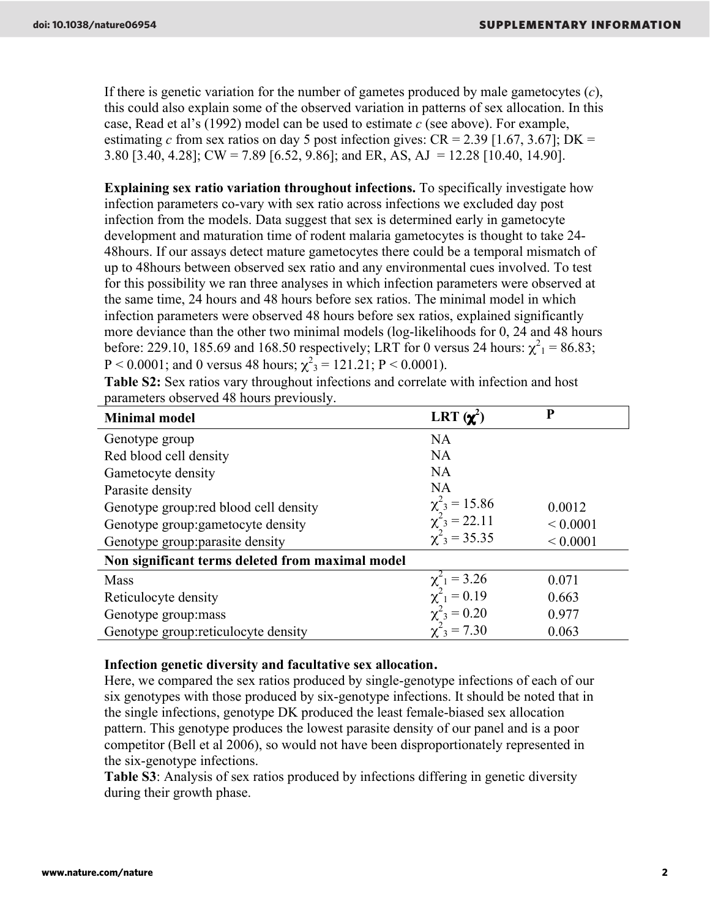If there is genetic variation for the number of gametes produced by male gametocytes (*c*), this could also explain some of the observed variation in patterns of sex allocation. In this case, Read et al's (1992) model can be used to estimate *c* (see above). For example, estimating *c* from sex ratios on day 5 post infection gives: CR = 2.39 [1.67, 3.67]; DK = 3.80 [3.40, 4.28]; CW = 7.89 [6.52, 9.86]; and ER, AS, AJ = 12.28 [10.40, 14.90].

**Explaining sex ratio variation throughout infections.** To specifically investigate how infection parameters co-vary with sex ratio across infections we excluded day post infection from the models. Data suggest that sex is determined early in gametocyte development and maturation time of rodent malaria gametocytes is thought to take 24-48hours. If our assays detect mature gametocytes there could be a temporal mismatch of up to 48hours between observed sex ratio and any environmental cues involved. To test for this possibility we ran three analyses in which infection parameters were observed at the same time, 24 hours and 48 hours before sex ratios. The minimal model in which infection parameters were observed 48 hours before sex ratios, explained significantly more deviance than the other two minimal models (log-likelihoods for 0, 24 and 48 hours before: 229.10, 185.69 and 168.50 respectively; LRT for 0 versus 24 hours: $\chi^2_1 = 86.83$; $P < 0.0001$; and 0 versus 48 hours; $\chi^2_3 = 121.21$; $P < 0.0001$).

**Table S2:** Sex ratios vary throughout infections and correlate with infection and host parameters observed 48 hours previously.

| Minimal model | LRT ($\chi^2$) | P |
|---|---|---|
| Genotype group | NA | |
| Red blood cell density | NA | |
| Gametocyte density | NA | |
| Parasite density | NA | |
| Genotype group:red blood cell density | $\chi^2_3 = 15.86$ | 0.0012 |
| Genotype group:gametocyte density | $\chi^2_3 = 22.11$ | < 0.0001 |
| Genotype group:parasite density | $\chi^2_3 = 35.35$ | < 0.0001 |
| **Non significant terms deleted from maximal model** | | |
| Mass | $\chi^2_1 = 3.26$ | 0.071 |
| Reticulocyte density | $\chi^2_1 = 0.19$ | 0.663 |
| Genotype group:mass | $\chi^2_3 = 0.20$ | 0.977 |
| Genotype group:reticulocyte density | $\chi^2_3 = 7.30$ | 0.063 |

**Infection genetic diversity and facultative sex allocation.**
Here, we compared the sex ratios produced by single-genotype infections of each of our six genotypes with those produced by six-genotype infections. It should be noted that in the single infections, genotype DK produced the least female-biased sex allocation pattern. This genotype produces the lowest parasite density of our panel and is a poor competitor (Bell et al 2006), so would not have been disproportionately represented in the six-genotype infections.

**Table S3**: Analysis of sex ratios produced by infections differing in genetic diversity during their growth phase.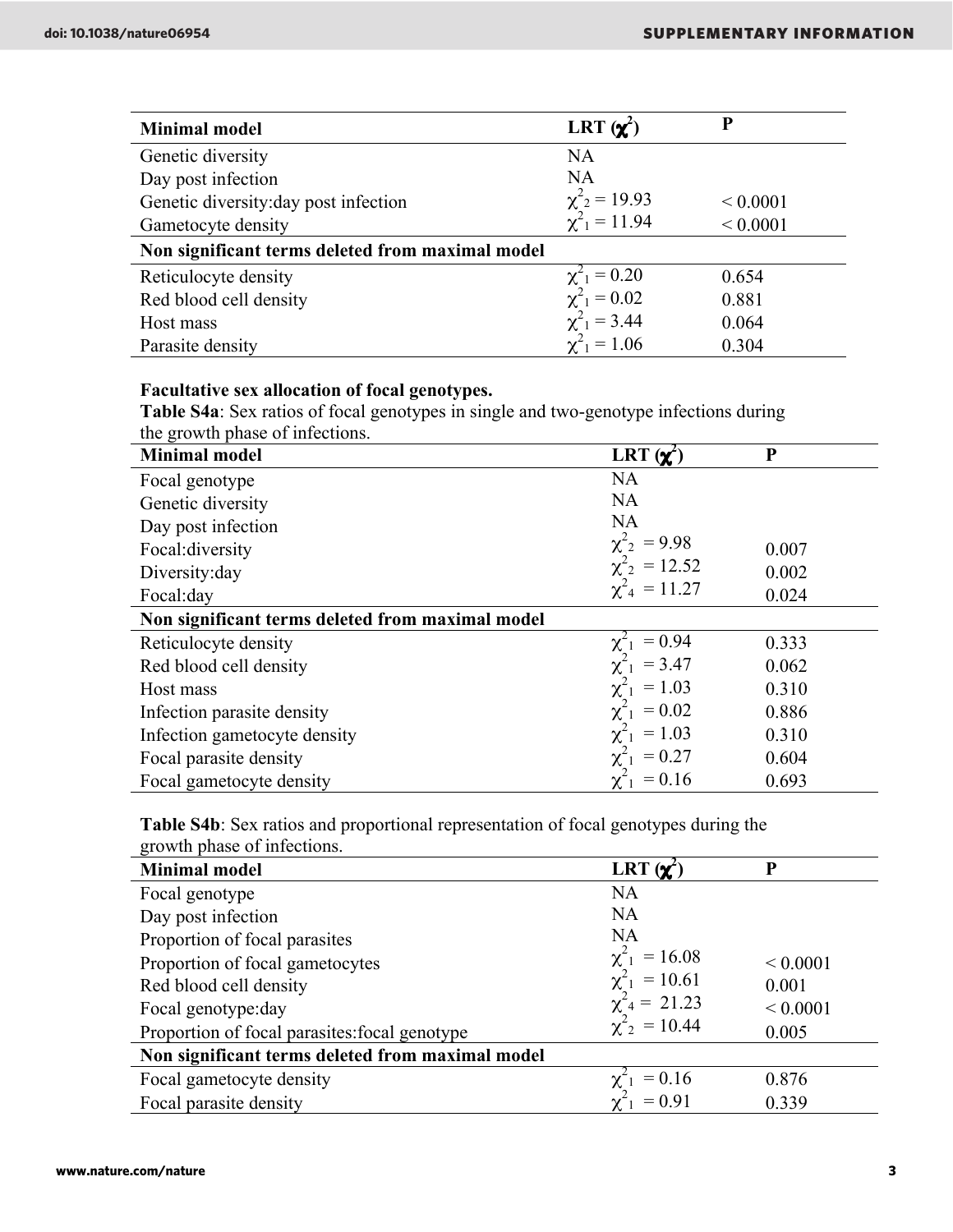| Minimal model | LRT ($\chi^2$) | P |
|---|---|---|
| Genetic diversity | NA | |
| Day post infection | NA | |
| Genetic diversity:day post infection | $\chi^2_2 = 19.93$ | < 0.0001 |
| Gametocyte density | $\chi^2_1 = 11.94$ | < 0.0001 |
| **Non significant terms deleted from maximal model** | | |
| Reticulocyte density | $\chi^2_1 = 0.20$ | 0.654 |
| Red blood cell density | $\chi^2_1 = 0.02$ | 0.881 |
| Host mass | $\chi^2_1 = 3.44$ | 0.064 |
| Parasite density | $\chi^2_1 = 1.06$ | 0.304 |

**Facultative sex allocation of focal genotypes.**

**Table S4a**: Sex ratios of focal genotypes in single and two-genotype infections during the growth phase of infections.

| Minimal model | LRT ($\chi^2$) | P |
|---|---|---|
| Focal genotype | NA | |
| Genetic diversity | NA | |
| Day post infection | NA | |
| Focal:diversity | $\chi^2_2 = 9.98$ | 0.007 |
| Diversity:day | $\chi^2_2 = 12.52$ | 0.002 |
| Focal:day | $\chi^2_4 = 11.27$ | 0.024 |
| **Non significant terms deleted from maximal model** | | |
| Reticulocyte density | $\chi^2_1 = 0.94$ | 0.333 |
| Red blood cell density | $\chi^2_1 = 3.47$ | 0.062 |
| Host mass | $\chi^2_1 = 1.03$ | 0.310 |
| Infection parasite density | $\chi^2_1 = 0.02$ | 0.886 |
| Infection gametocyte density | $\chi^2_1 = 1.03$ | 0.310 |
| Focal parasite density | $\chi^2_1 = 0.27$ | 0.604 |
| Focal gametocyte density | $\chi^2_1 = 0.16$ | 0.693 |

**Table S4b**: Sex ratios and proportional representation of focal genotypes during the growth phase of infections.

| Minimal model | LRT ($\chi^2$) | P |
|---|---|---|
| Focal genotype | NA | |
| Day post infection | NA | |
| Proportion of focal parasites | NA | |
| Proportion of focal gametocytes | $\chi^2_1 = 16.08$ | < 0.0001 |
| Red blood cell density | $\chi^2_1 = 10.61$ | 0.001 |
| Focal genotype:day | $\chi^2_4 = 21.23$ | < 0.0001 |
| Proportion of focal parasites:focal genotype | $\chi^2_2 = 10.44$ | 0.005 |
| **Non significant terms deleted from maximal model** | | |
| Focal gametocyte density | $\chi^2_1 = 0.16$ | 0.876 |
| Focal parasite density | $\chi^2_1 = 0.91$ | 0.339 |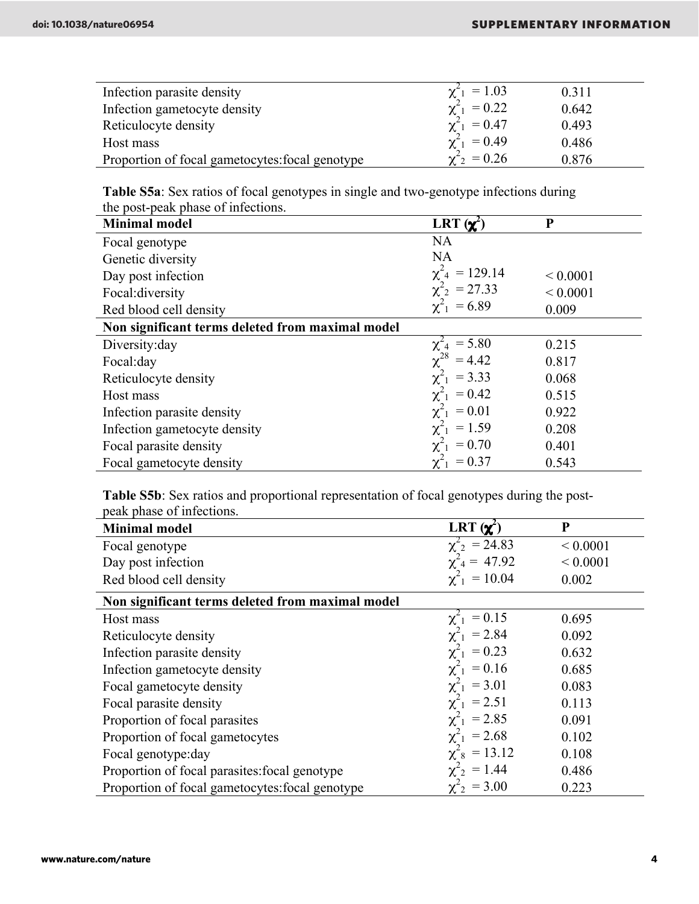| | | |
|---|---|---|
| Infection parasite density | $\chi^2_1 = 1.03$ | 0.311 |
| Infection gametocyte density | $\chi^2_1 = 0.22$ | 0.642 |
| Reticulocyte density | $\chi^2_1 = 0.47$ | 0.493 |
| Host mass | $\chi^2_1 = 0.49$ | 0.486 |
| Proportion of focal gametocytes:focal genotype | $\chi^2_2 = 0.26$ | 0.876 |

**Table S5a**: Sex ratios of focal genotypes in single and two-genotype infections during the post-peak phase of infections.

| **Minimal model** | **LRT ($\chi^2$)** | **P** |
|---|---|---|
| Focal genotype | NA | |
| Genetic diversity | NA | |
| Day post infection | $\chi^2_4 = 129.14$ | < 0.0001 |
| Focal:diversity | $\chi^2_2 = 27.33$ | < 0.0001 |
| Red blood cell density | $\chi^2_1 = 6.89$ | 0.009 |
| **Non significant terms deleted from maximal model** | | |
| Diversity:day | $\chi^2_4 = 5.80$ | 0.215 |
| Focal:day | $\chi^{28} = 4.42$ | 0.817 |
| Reticulocyte density | $\chi^2_1 = 3.33$ | 0.068 |
| Host mass | $\chi^2_1 = 0.42$ | 0.515 |
| Infection parasite density | $\chi^2_1 = 0.01$ | 0.922 |
| Infection gametocyte density | $\chi^2_1 = 1.59$ | 0.208 |
| Focal parasite density | $\chi^2_1 = 0.70$ | 0.401 |
| Focal gametocyte density | $\chi^2_1 = 0.37$ | 0.543 |

**Table S5b**: Sex ratios and proportional representation of focal genotypes during the post-peak phase of infections.

| **Minimal model** | **LRT ($\chi^2$)** | **P** |
|---|---|---|
| Focal genotype | $\chi^2_2 = 24.83$ | < 0.0001 |
| Day post infection | $\chi^2_4 = 47.92$ | < 0.0001 |
| Red blood cell density | $\chi^2_1 = 10.04$ | 0.002 |
| **Non significant terms deleted from maximal model** | | |
| Host mass | $\chi^2_1 = 0.15$ | 0.695 |
| Reticulocyte density | $\chi^2_1 = 2.84$ | 0.092 |
| Infection parasite density | $\chi^2_1 = 0.23$ | 0.632 |
| Infection gametocyte density | $\chi^2_1 = 0.16$ | 0.685 |
| Focal gametocyte density | $\chi^2_1 = 3.01$ | 0.083 |
| Focal parasite density | $\chi^2_1 = 2.51$ | 0.113 |
| Proportion of focal parasites | $\chi^2_1 = 2.85$ | 0.091 |
| Proportion of focal gametocytes | $\chi^2_1 = 2.68$ | 0.102 |
| Focal genotype:day | $\chi^2_8 = 13.12$ | 0.108 |
| Proportion of focal parasites:focal genotype | $\chi^2_2 = 1.44$ | 0.486 |
| Proportion of focal gametocytes:focal genotype | $\chi^2_2 = 3.00$ | 0.223 |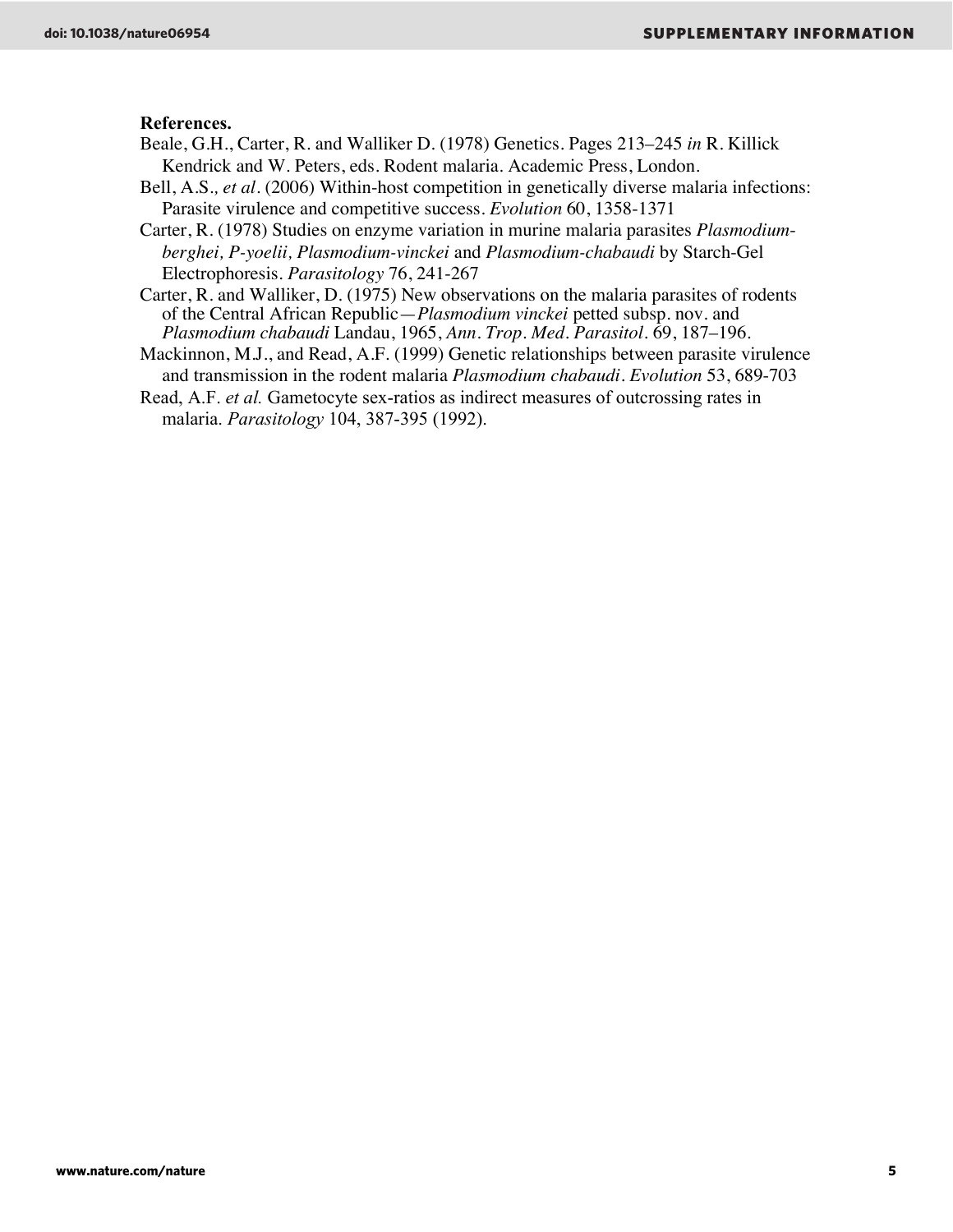**References.**

Beale, G.H., Carter, R. and Walliker D. (1978) Genetics. Pages 213–245 *in* R. Killick Kendrick and W. Peters, eds. Rodent malaria. Academic Press, London.

Bell, A.S., *et al*. (2006) Within-host competition in genetically diverse malaria infections: Parasite virulence and competitive success. *Evolution* 60, 1358-1371

Carter, R. (1978) Studies on enzyme variation in murine malaria parasites *Plasmodium-berghei, P-yoelii, Plasmodium-vinckei* and *Plasmodium-chabaudi* by Starch-Gel Electrophoresis. *Parasitology* 76, 241-267

Carter, R. and Walliker, D. (1975) New observations on the malaria parasites of rodents of the Central African Republic—*Plasmodium vinckei* petted subsp. nov. and *Plasmodium chabaudi* Landau, 1965, *Ann. Trop. Med. Parasitol.* 69, 187–196.

Mackinnon, M.J., and Read, A.F. (1999) Genetic relationships between parasite virulence and transmission in the rodent malaria *Plasmodium chabaudi*. *Evolution* 53, 689-703

Read, A.F. *et al.* Gametocyte sex-ratios as indirect measures of outcrossing rates in malaria. *Parasitology* 104, 387-395 (1992).